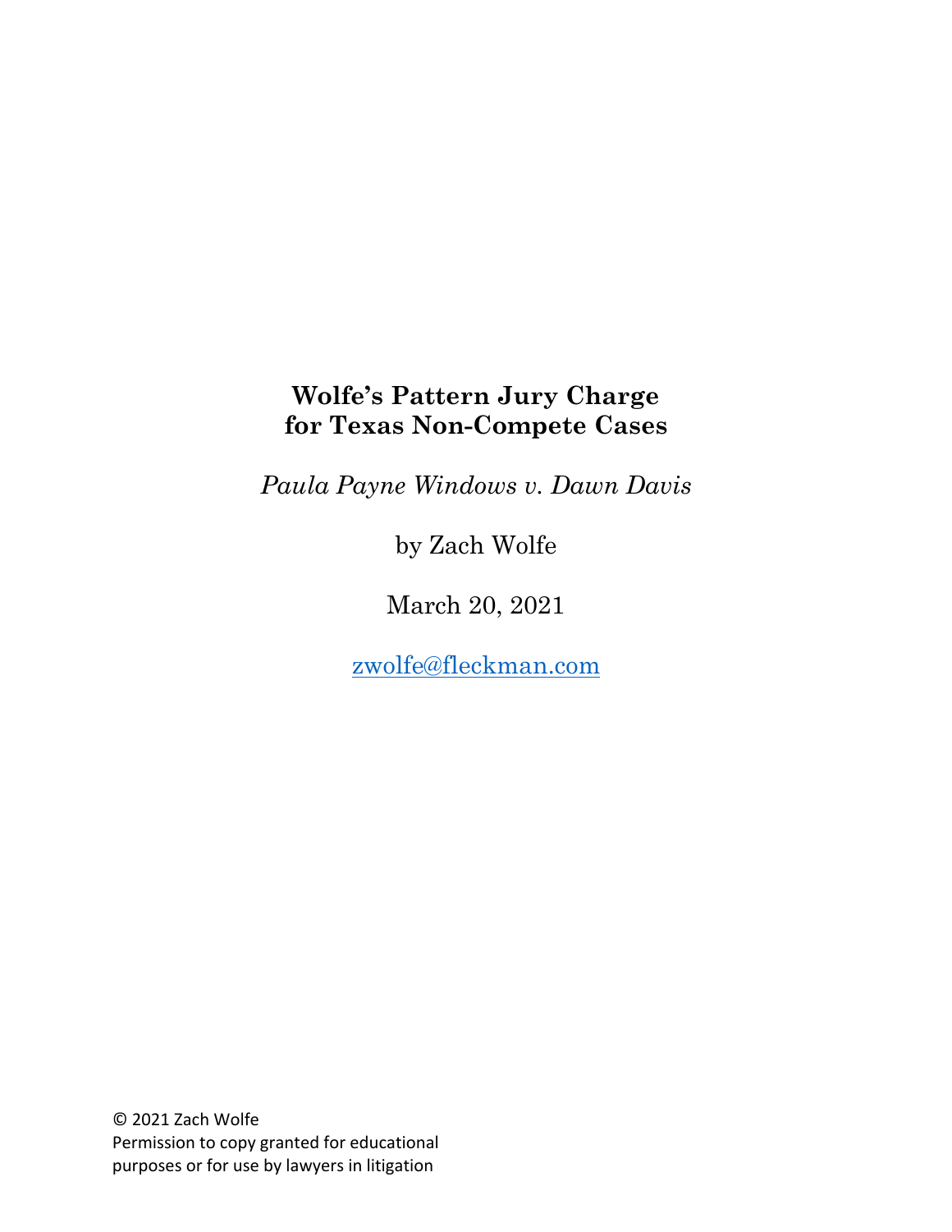# Wolfe's Pattern Jury Charge for Texas Non-Compete Cases

*Paula Payne Windows v. Dawn Davis*

by Zach Wolfe

March 20, 2021

zwolfe@fleckman.com

© 2021 Zach Wolfe
Permission to copy granted for educational purposes or for use by lawyers in litigation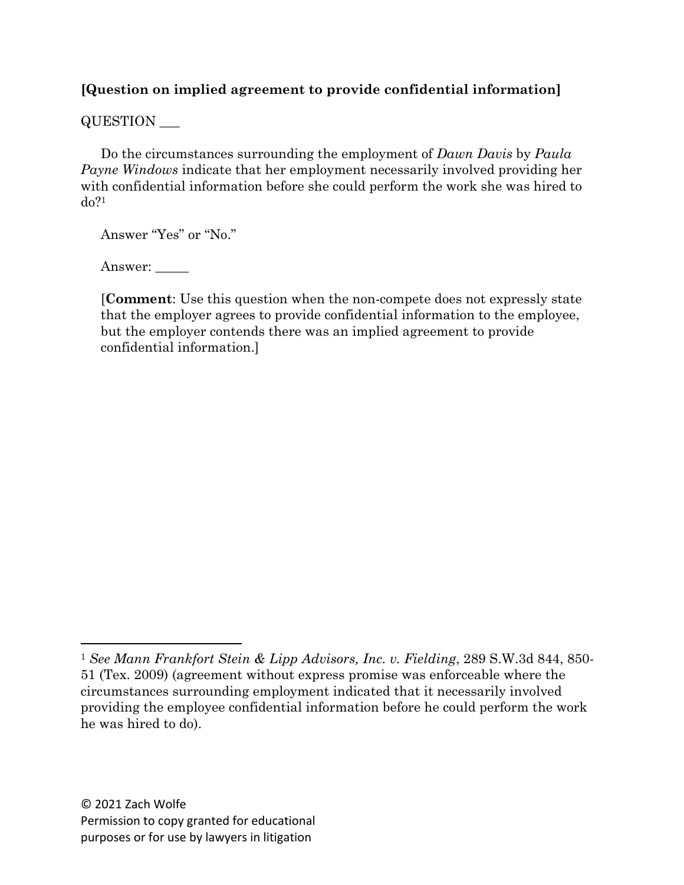**[Question on implied agreement to provide confidential information]**

QUESTION ___

Do the circumstances surrounding the employment of *Dawn Davis* by *Paula Payne Windows* indicate that her employment necessarily involved providing her with confidential information before she could perform the work she was hired to do?[1]

Answer "Yes" or "No."

Answer: _____

[**Comment**: Use this question when the non-compete does not expressly state that the employer agrees to provide confidential information to the employee, but the employer contends there was an implied agreement to provide confidential information.]

---

[1] *See Mann Frankfort Stein & Lipp Advisors, Inc. v. Fielding*, 289 S.W.3d 844, 850-51 (Tex. 2009) (agreement without express promise was enforceable where the circumstances surrounding employment indicated that it necessarily involved providing the employee confidential information before he could perform the work he was hired to do).

© 2021 Zach Wolfe
Permission to copy granted for educational purposes or for use by lawyers in litigation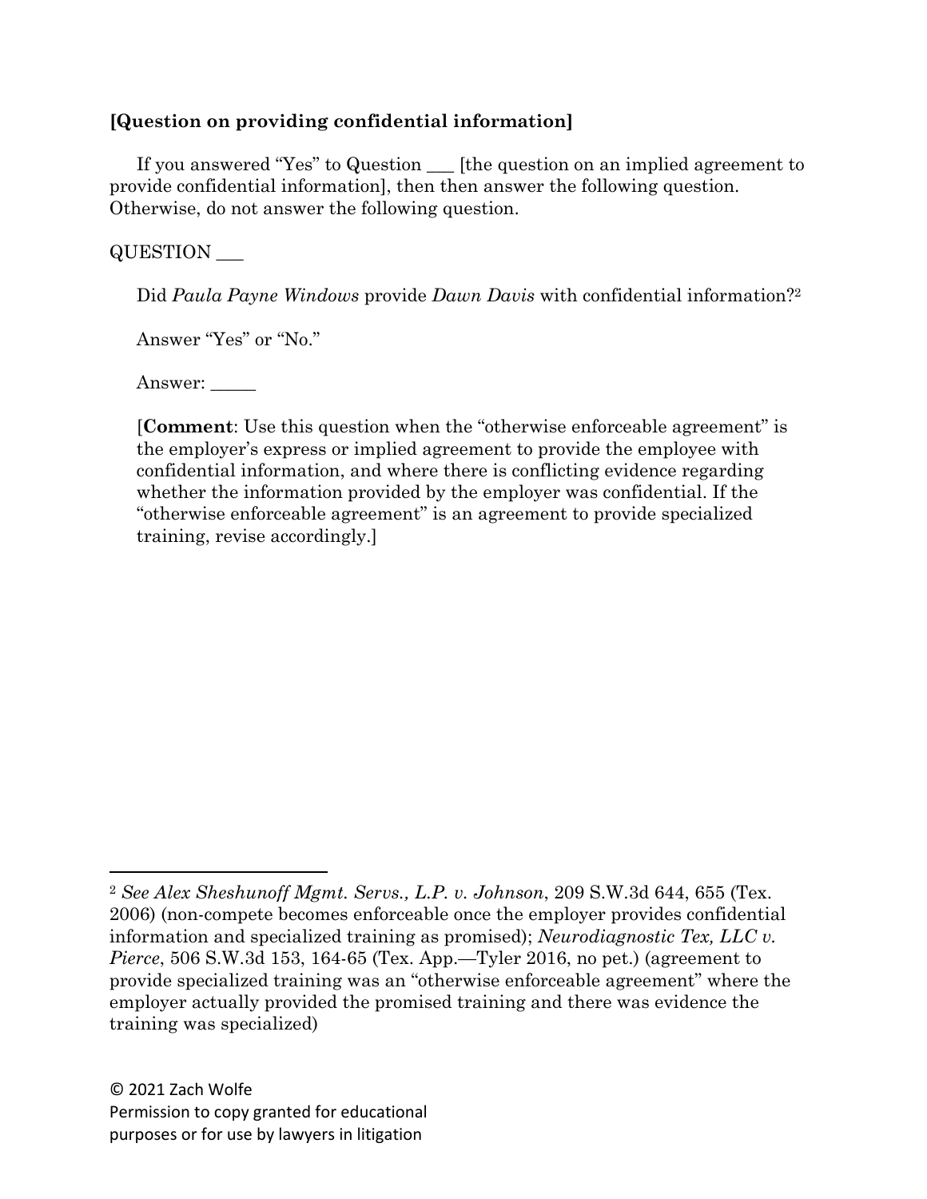**[Question on providing confidential information]**

If you answered "Yes" to Question ___ [the question on an implied agreement to provide confidential information], then then answer the following question. Otherwise, do not answer the following question.

QUESTION ___

Did *Paula Payne Windows* provide *Dawn Davis* with confidential information?[2]

Answer "Yes" or "No."

Answer: _____

[**Comment**: Use this question when the "otherwise enforceable agreement" is the employer's express or implied agreement to provide the employee with confidential information, and where there is conflicting evidence regarding whether the information provided by the employer was confidential. If the "otherwise enforceable agreement" is an agreement to provide specialized training, revise accordingly.]

---

[2] *See Alex Sheshunoff Mgmt. Servs., L.P. v. Johnson*, 209 S.W.3d 644, 655 (Tex. 2006) (non-compete becomes enforceable once the employer provides confidential information and specialized training as promised); *Neurodiagnostic Tex, LLC v. Pierce*, 506 S.W.3d 153, 164-65 (Tex. App.—Tyler 2016, no pet.) (agreement to provide specialized training was an "otherwise enforceable agreement" where the employer actually provided the promised training and there was evidence the training was specialized)

© 2021 Zach Wolfe
Permission to copy granted for educational purposes or for use by lawyers in litigation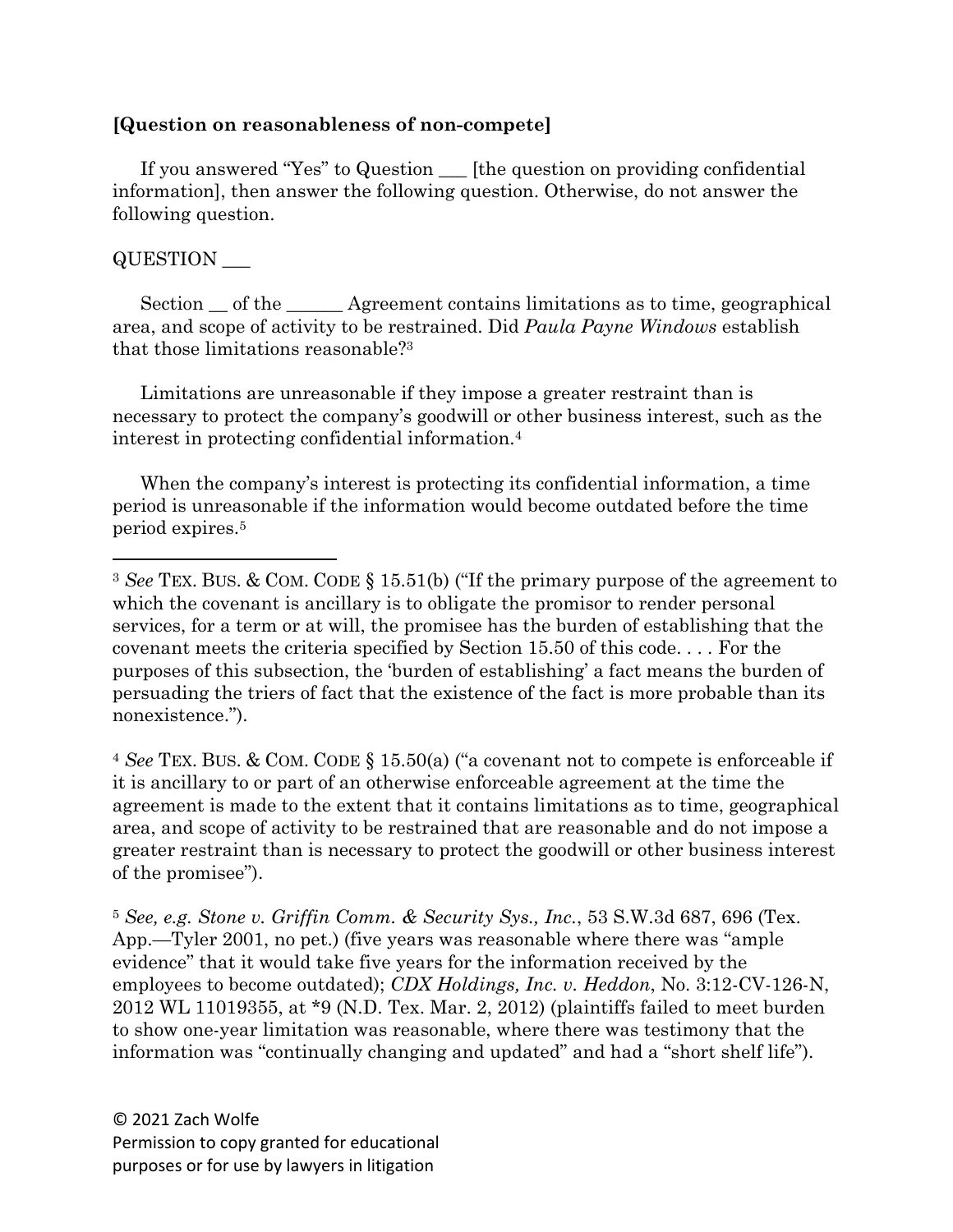**[Question on reasonableness of non-compete]**

If you answered "Yes" to Question ___ [the question on providing confidential information], then answer the following question. Otherwise, do not answer the following question.

QUESTION ___

Section __ of the ______ Agreement contains limitations as to time, geographical area, and scope of activity to be restrained. Did *Paula Payne Windows* establish that those limitations reasonable?[3]

Limitations are unreasonable if they impose a greater restraint than is necessary to protect the company's goodwill or other business interest, such as the interest in protecting confidential information.[4]

When the company's interest is protecting its confidential information, a time period is unreasonable if the information would become outdated before the time period expires.[5]

---

[3] *See* TEX. BUS. & COM. CODE § 15.51(b) ("If the primary purpose of the agreement to which the covenant is ancillary is to obligate the promisor to render personal services, for a term or at will, the promisee has the burden of establishing that the covenant meets the criteria specified by Section 15.50 of this code. . . . For the purposes of this subsection, the 'burden of establishing' a fact means the burden of persuading the triers of fact that the existence of the fact is more probable than its nonexistence.").

[4] *See* TEX. BUS. & COM. CODE § 15.50(a) ("a covenant not to compete is enforceable if it is ancillary to or part of an otherwise enforceable agreement at the time the agreement is made to the extent that it contains limitations as to time, geographical area, and scope of activity to be restrained that are reasonable and do not impose a greater restraint than is necessary to protect the goodwill or other business interest of the promisee").

[5] *See, e.g. Stone v. Griffin Comm. & Security Sys., Inc.*, 53 S.W.3d 687, 696 (Tex. App.—Tyler 2001, no pet.) (five years was reasonable where there was "ample evidence" that it would take five years for the information received by the employees to become outdated); *CDX Holdings, Inc. v. Heddon*, No. 3:12-CV-126-N, 2012 WL 11019355, at *9 (N.D. Tex. Mar. 2, 2012) (plaintiffs failed to meet burden to show one-year limitation was reasonable, where there was testimony that the information was "continually changing and updated" and had a "short shelf life").

© 2021 Zach Wolfe
Permission to copy granted for educational purposes or for use by lawyers in litigation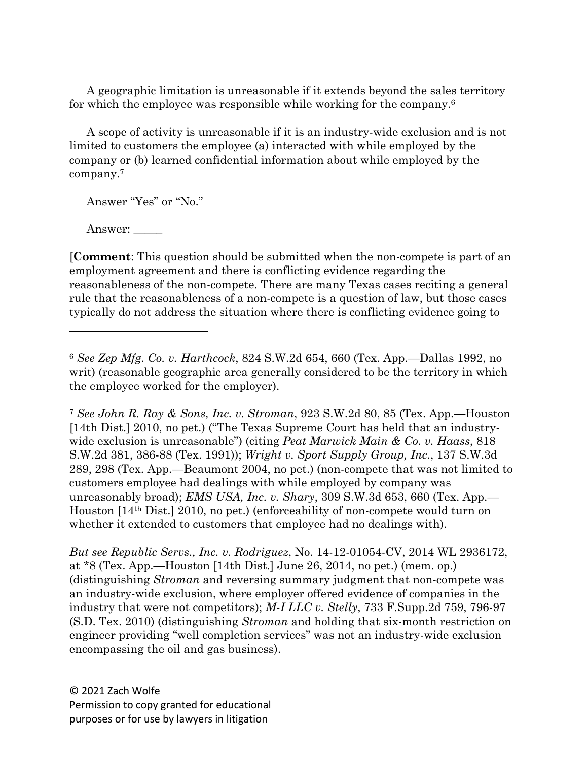A geographic limitation is unreasonable if it extends beyond the sales territory for which the employee was responsible while working for the company.[6]

A scope of activity is unreasonable if it is an industry-wide exclusion and is not limited to customers the employee (a) interacted with while employed by the company or (b) learned confidential information about while employed by the company.[7]

Answer "Yes" or "No."

Answer: _____

[**Comment**: This question should be submitted when the non-compete is part of an employment agreement and there is conflicting evidence regarding the reasonableness of the non-compete. There are many Texas cases reciting a general rule that the reasonableness of a non-compete is a question of law, but those cases typically do not address the situation where there is conflicting evidence going to

---

[6] *See Zep Mfg. Co. v. Harthcock*, 824 S.W.2d 654, 660 (Tex. App.—Dallas 1992, no writ) (reasonable geographic area generally considered to be the territory in which the employee worked for the employer).

[7] *See John R. Ray & Sons, Inc. v. Stroman*, 923 S.W.2d 80, 85 (Tex. App.—Houston [14th Dist.] 2010, no pet.) ("The Texas Supreme Court has held that an industry-wide exclusion is unreasonable") (citing *Peat Marwick Main & Co. v. Haass*, 818 S.W.2d 381, 386-88 (Tex. 1991)); *Wright v. Sport Supply Group, Inc.*, 137 S.W.3d 289, 298 (Tex. App.—Beaumont 2004, no pet.) (non-compete that was not limited to customers employee had dealings with while employed by company was unreasonably broad); *EMS USA, Inc. v. Shary*, 309 S.W.3d 653, 660 (Tex. App.—Houston [14th Dist.] 2010, no pet.) (enforceability of non-compete would turn on whether it extended to customers that employee had no dealings with).

*But see Republic Servs., Inc. v. Rodriguez*, No. 14-12-01054-CV, 2014 WL 2936172, at *8 (Tex. App.—Houston [14th Dist.] June 26, 2014, no pet.) (mem. op.) (distinguishing *Stroman* and reversing summary judgment that non-compete was an industry-wide exclusion, where employer offered evidence of companies in the industry that were not competitors); *M-I LLC v. Stelly*, 733 F.Supp.2d 759, 796-97 (S.D. Tex. 2010) (distinguishing *Stroman* and holding that six-month restriction on engineer providing "well completion services" was not an industry-wide exclusion encompassing the oil and gas business).

© 2021 Zach Wolfe
Permission to copy granted for educational purposes or for use by lawyers in litigation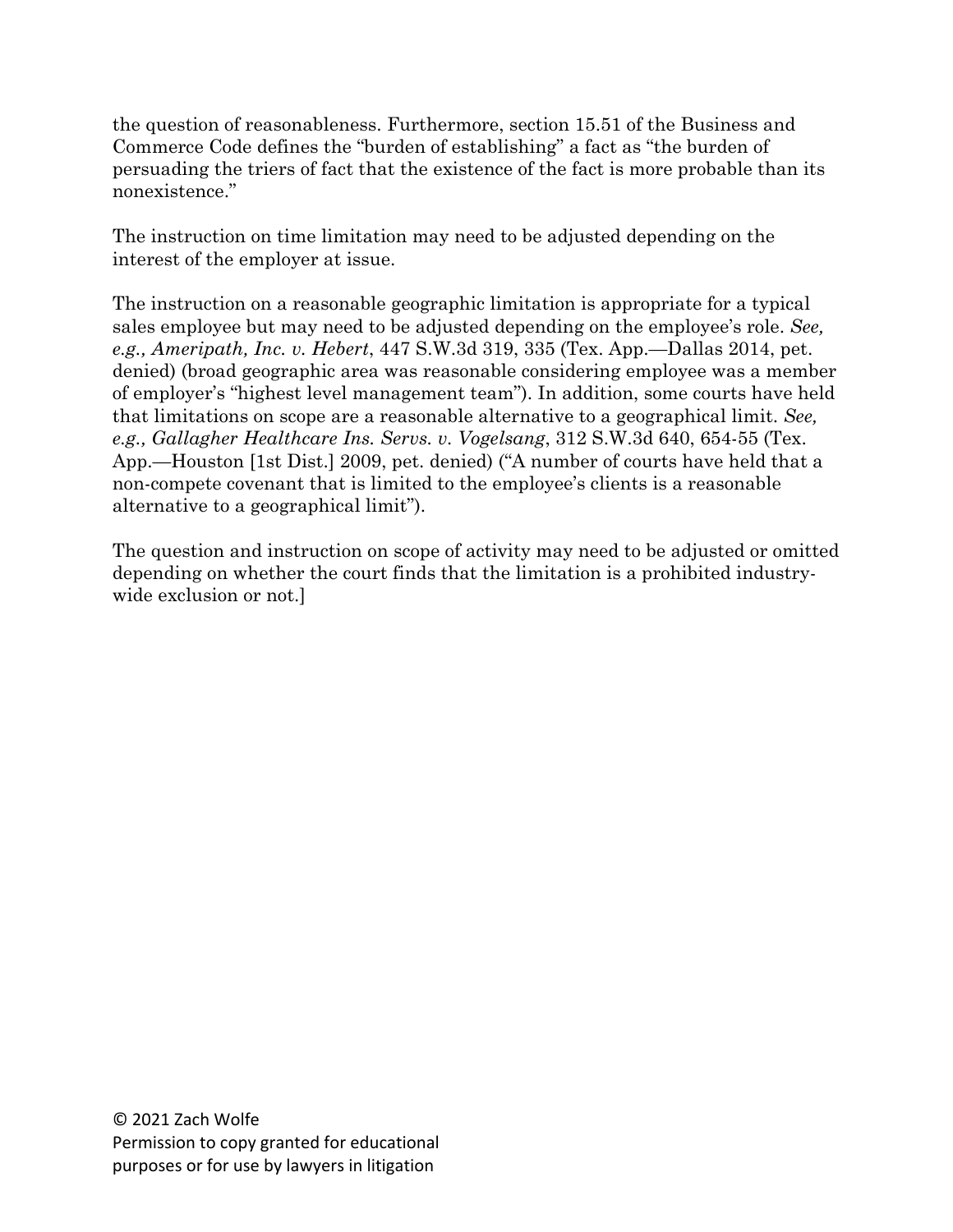the question of reasonableness. Furthermore, section 15.51 of the Business and Commerce Code defines the "burden of establishing" a fact as "the burden of persuading the triers of fact that the existence of the fact is more probable than its nonexistence."

The instruction on time limitation may need to be adjusted depending on the interest of the employer at issue.

The instruction on a reasonable geographic limitation is appropriate for a typical sales employee but may need to be adjusted depending on the employee's role. *See, e.g., Ameripath, Inc. v. Hebert*, 447 S.W.3d 319, 335 (Tex. App.—Dallas 2014, pet. denied) (broad geographic area was reasonable considering employee was a member of employer's "highest level management team"). In addition, some courts have held that limitations on scope are a reasonable alternative to a geographical limit. *See, e.g., Gallagher Healthcare Ins. Servs. v. Vogelsang*, 312 S.W.3d 640, 654-55 (Tex. App.—Houston [1st Dist.] 2009, pet. denied) ("A number of courts have held that a non-compete covenant that is limited to the employee's clients is a reasonable alternative to a geographical limit").

The question and instruction on scope of activity may need to be adjusted or omitted depending on whether the court finds that the limitation is a prohibited industry-wide exclusion or not.]

© 2021 Zach Wolfe
Permission to copy granted for educational purposes or for use by lawyers in litigation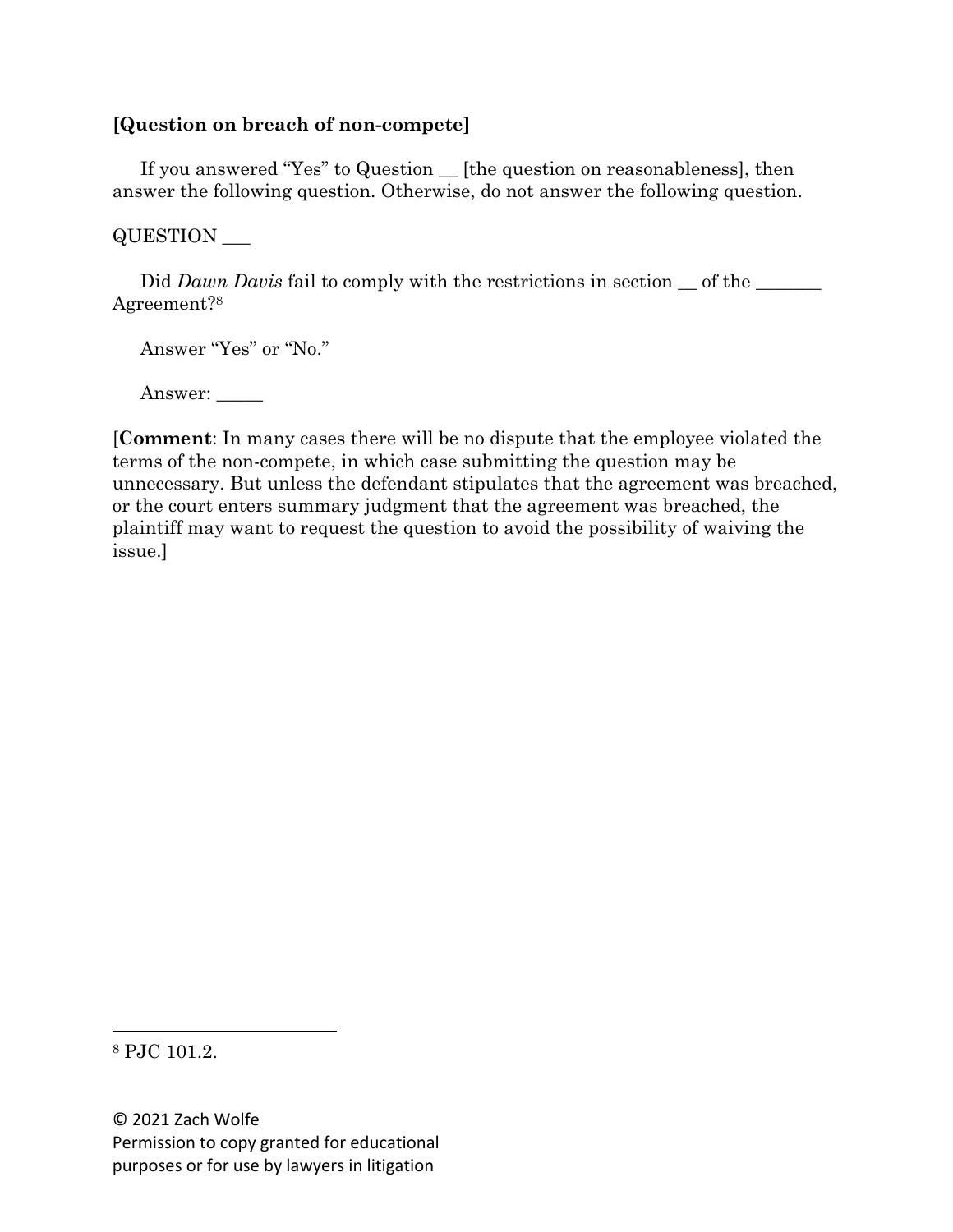**[Question on breach of non-compete]**

If you answered "Yes" to Question __ [the question on reasonableness], then answer the following question. Otherwise, do not answer the following question.

QUESTION ___

Did *Dawn Davis* fail to comply with the restrictions in section __ of the _______ Agreement?[8]

Answer "Yes" or "No."

Answer: _____

[**Comment**: In many cases there will be no dispute that the employee violated the terms of the non-compete, in which case submitting the question may be unnecessary. But unless the defendant stipulates that the agreement was breached, or the court enters summary judgment that the agreement was breached, the plaintiff may want to request the question to avoid the possibility of waiving the issue.]

---

[8] PJC 101.2.

© 2021 Zach Wolfe
Permission to copy granted for educational purposes or for use by lawyers in litigation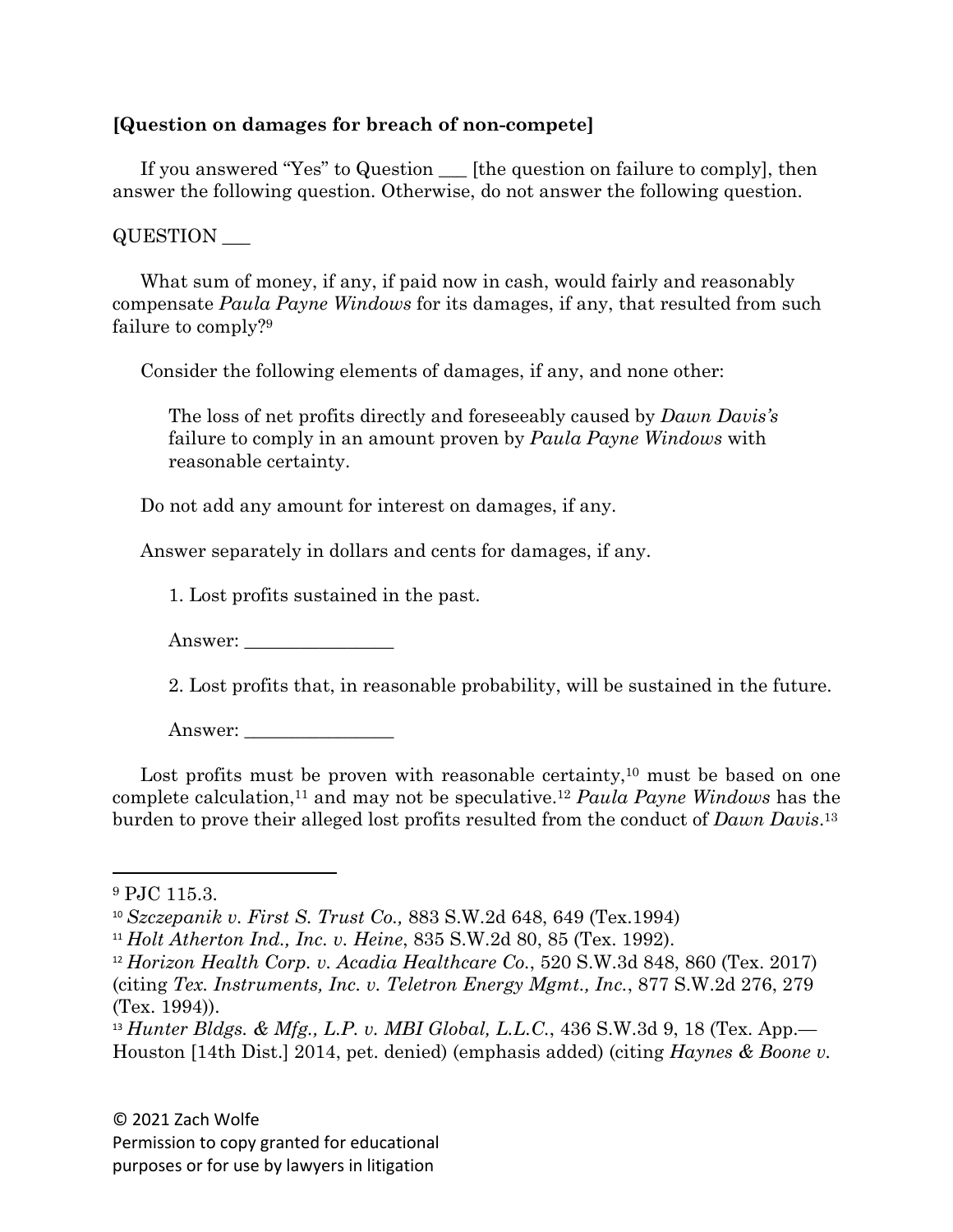**[Question on damages for breach of non-compete]**

If you answered "Yes" to Question ___ [the question on failure to comply], then answer the following question. Otherwise, do not answer the following question.

QUESTION ___

What sum of money, if any, if paid now in cash, would fairly and reasonably compensate *Paula Payne Windows* for its damages, if any, that resulted from such failure to comply?[9]

Consider the following elements of damages, if any, and none other:

> The loss of net profits directly and foreseeably caused by *Dawn Davis's* failure to comply in an amount proven by *Paula Payne Windows* with reasonable certainty.

Do not add any amount for interest on damages, if any.

Answer separately in dollars and cents for damages, if any.

> 1. Lost profits sustained in the past.
>
> Answer: ________________
>
> 2. Lost profits that, in reasonable probability, will be sustained in the future.
>
> Answer: ________________

Lost profits must be proven with reasonable certainty,[10] must be based on one complete calculation,[11] and may not be speculative.[12] *Paula Payne Windows* has the burden to prove their alleged lost profits resulted from the conduct of *Dawn Davis*.[13]

---

[9] PJC 115.3.

[10] *Szczepanik v. First S. Trust Co.,* 883 S.W.2d 648, 649 (Tex.1994)

[11] *Holt Atherton Ind., Inc. v. Heine*, 835 S.W.2d 80, 85 (Tex. 1992).

[12] *Horizon Health Corp. v. Acadia Healthcare Co.*, 520 S.W.3d 848, 860 (Tex. 2017) (citing *Tex. Instruments, Inc. v. Teletron Energy Mgmt., Inc.*, 877 S.W.2d 276, 279 (Tex. 1994)).

[13] *Hunter Bldgs. & Mfg., L.P. v. MBI Global, L.L.C.*, 436 S.W.3d 9, 18 (Tex. App.—Houston [14th Dist.] 2014, pet. denied) (emphasis added) (citing *Haynes & Boone v.*

© 2021 Zach Wolfe
Permission to copy granted for educational purposes or for use by lawyers in litigation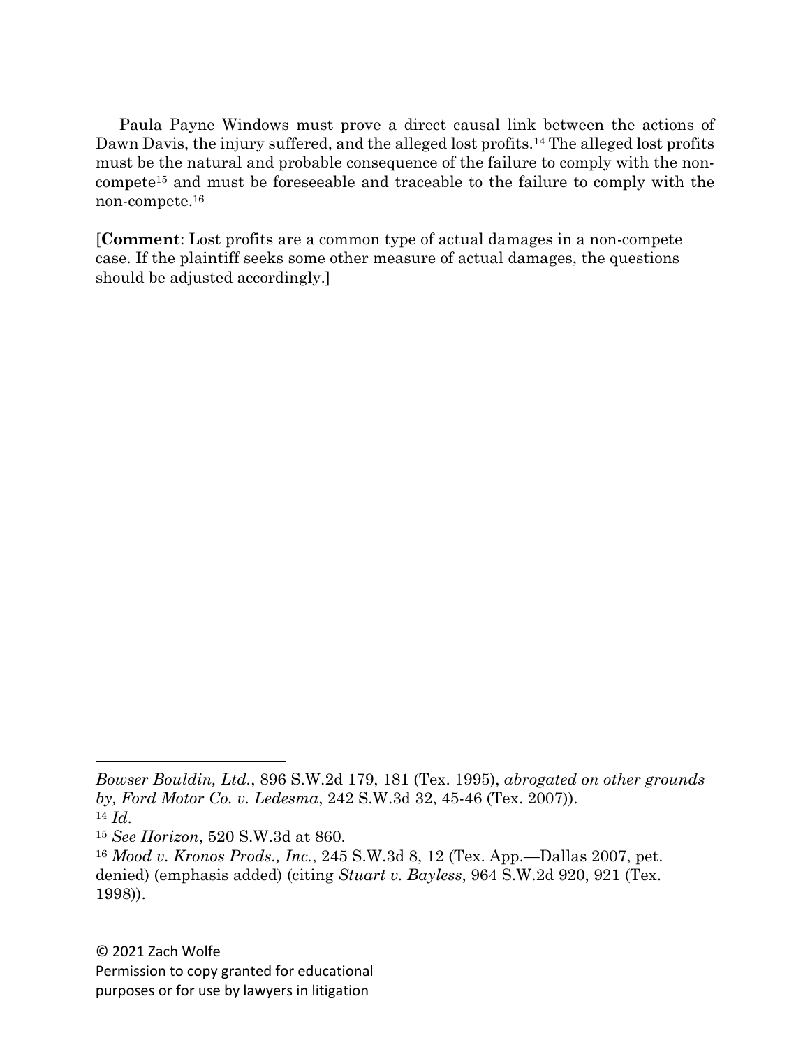Paula Payne Windows must prove a direct causal link between the actions of Dawn Davis, the injury suffered, and the alleged lost profits.[14] The alleged lost profits must be the natural and probable consequence of the failure to comply with the non-compete[15] and must be foreseeable and traceable to the failure to comply with the non-compete.[16]

[**Comment**: Lost profits are a common type of actual damages in a non-compete case. If the plaintiff seeks some other measure of actual damages, the questions should be adjusted accordingly.]

---

*Bowser Bouldin, Ltd.*, 896 S.W.2d 179, 181 (Tex. 1995), *abrogated on other grounds by, Ford Motor Co. v. Ledesma*, 242 S.W.3d 32, 45-46 (Tex. 2007)).

[14] *Id.*

[15] *See Horizon*, 520 S.W.3d at 860.

[16] *Mood v. Kronos Prods., Inc.*, 245 S.W.3d 8, 12 (Tex. App.—Dallas 2007, pet. denied) (emphasis added) (citing *Stuart v. Bayless*, 964 S.W.2d 920, 921 (Tex. 1998)).

© 2021 Zach Wolfe
Permission to copy granted for educational purposes or for use by lawyers in litigation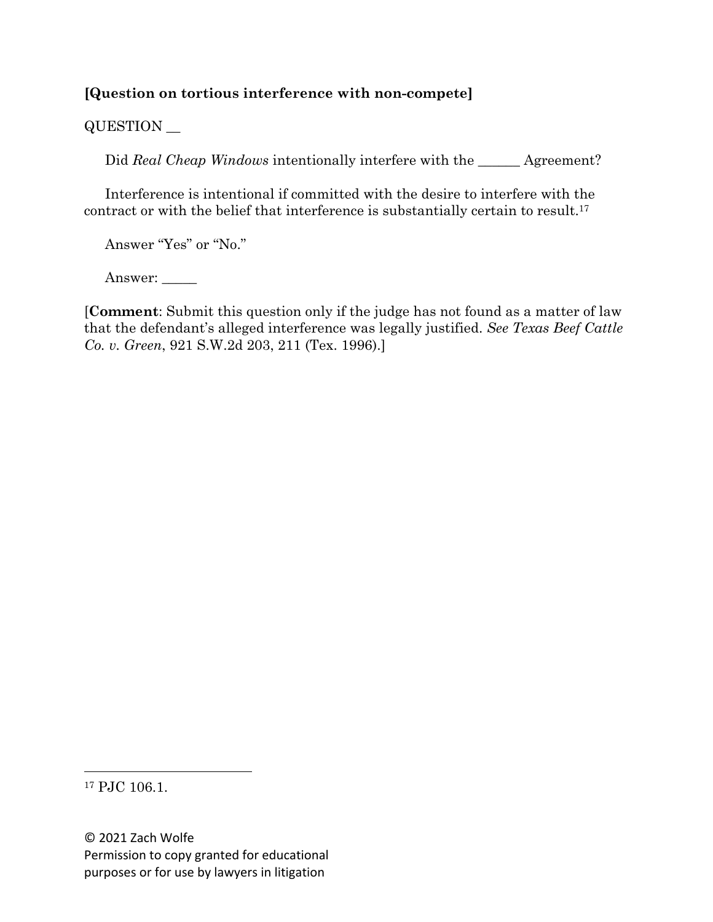**[Question on tortious interference with non-compete]**

QUESTION __

Did *Real Cheap Windows* intentionally interfere with the ______ Agreement?

Interference is intentional if committed with the desire to interfere with the contract or with the belief that interference is substantially certain to result.[17]

Answer "Yes" or "No."

Answer: _____

[**Comment**: Submit this question only if the judge has not found as a matter of law that the defendant's alleged interference was legally justified. *See Texas Beef Cattle Co. v. Green*, 921 S.W.2d 203, 211 (Tex. 1996).]

---

[17] PJC 106.1.

© 2021 Zach Wolfe
Permission to copy granted for educational purposes or for use by lawyers in litigation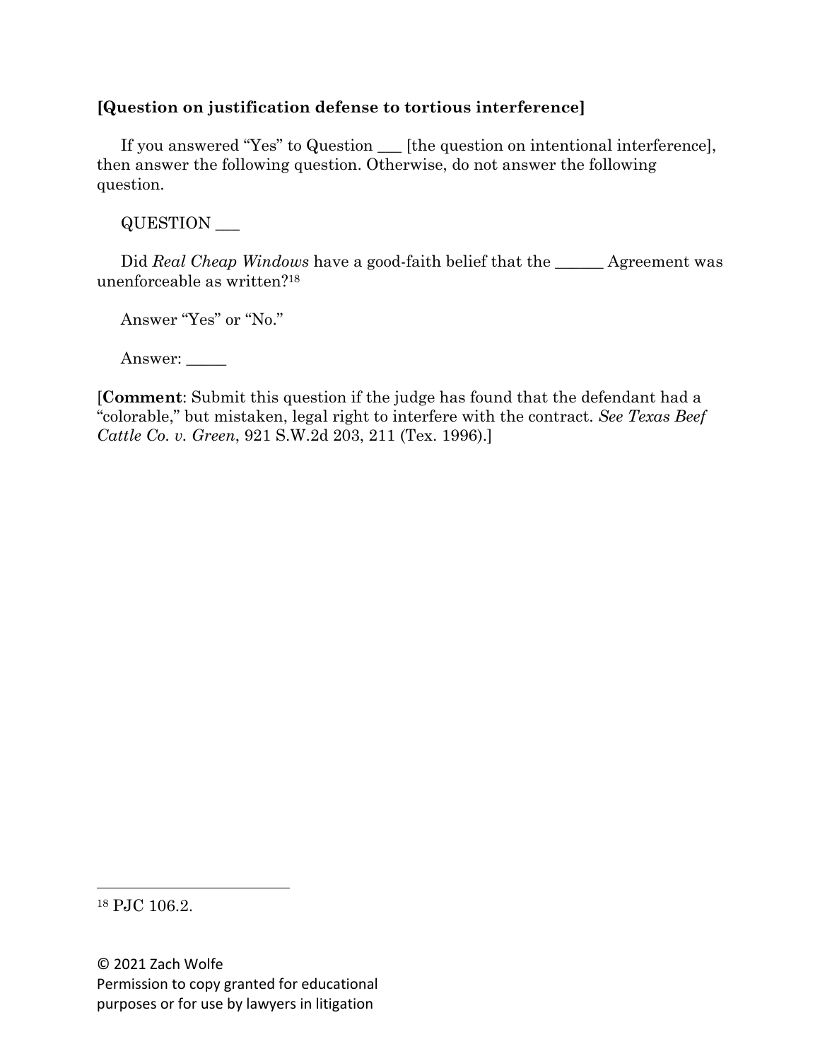**[Question on justification defense to tortious interference]**

If you answered "Yes" to Question ___ [the question on intentional interference], then answer the following question. Otherwise, do not answer the following question.

QUESTION ___

Did *Real Cheap Windows* have a good-faith belief that the ______ Agreement was unenforceable as written?[18]

Answer "Yes" or "No."

Answer: _____

[**Comment**: Submit this question if the judge has found that the defendant had a "colorable," but mistaken, legal right to interfere with the contract. *See Texas Beef Cattle Co. v. Green*, 921 S.W.2d 203, 211 (Tex. 1996).]

---

[18] PJC 106.2.

© 2021 Zach Wolfe
Permission to copy granted for educational purposes or for use by lawyers in litigation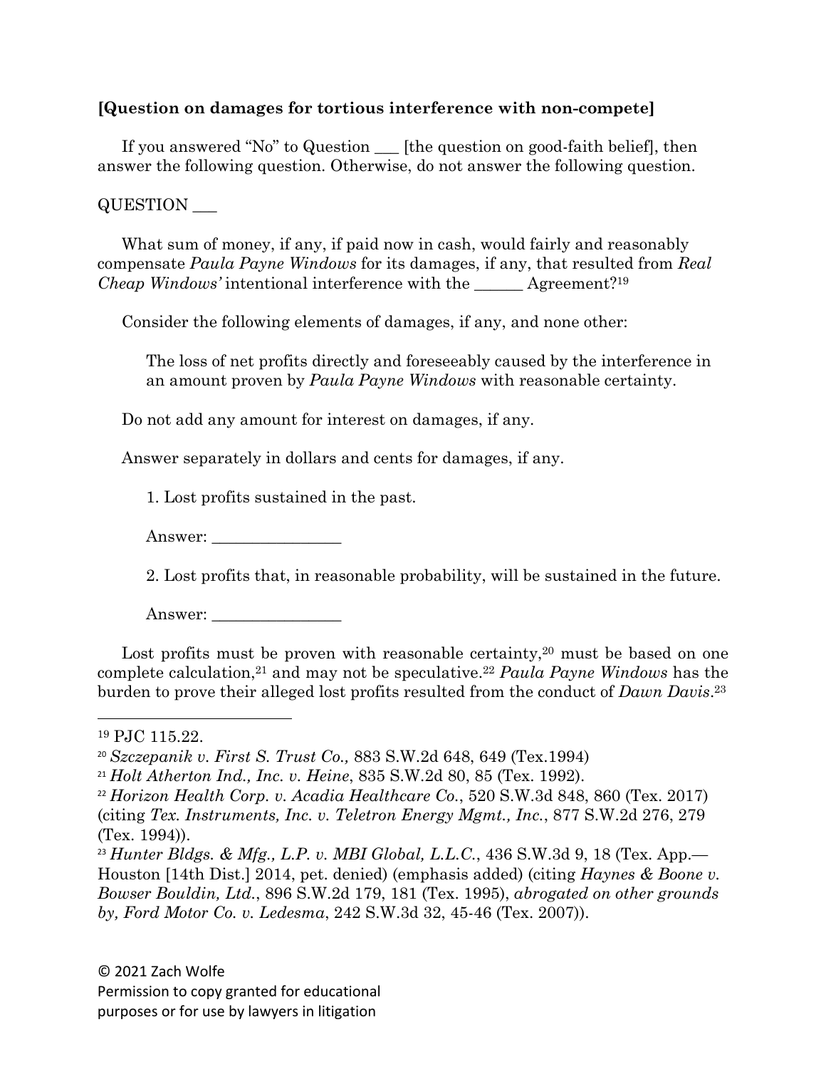**[Question on damages for tortious interference with non-compete]**

If you answered "No" to Question ___ [the question on good-faith belief], then answer the following question. Otherwise, do not answer the following question.

QUESTION ___

What sum of money, if any, if paid now in cash, would fairly and reasonably compensate *Paula Payne Windows* for its damages, if any, that resulted from *Real Cheap Windows'* intentional interference with the ______ Agreement?[19]

Consider the following elements of damages, if any, and none other:

> The loss of net profits directly and foreseeably caused by the interference in an amount proven by *Paula Payne Windows* with reasonable certainty.

Do not add any amount for interest on damages, if any.

Answer separately in dollars and cents for damages, if any.

> 1. Lost profits sustained in the past.
>
> Answer: _______________
>
> 2. Lost profits that, in reasonable probability, will be sustained in the future.
>
> Answer: _______________

Lost profits must be proven with reasonable certainty,[20] must be based on one complete calculation,[21] and may not be speculative.[22] *Paula Payne Windows* has the burden to prove their alleged lost profits resulted from the conduct of *Dawn Davis*.[23]

---

[19] PJC 115.22.

[20] *Szczepanik v. First S. Trust Co.,* 883 S.W.2d 648, 649 (Tex.1994)

[21] *Holt Atherton Ind., Inc. v. Heine*, 835 S.W.2d 80, 85 (Tex. 1992).

[22] *Horizon Health Corp. v. Acadia Healthcare Co.*, 520 S.W.3d 848, 860 (Tex. 2017) (citing *Tex. Instruments, Inc. v. Teletron Energy Mgmt., Inc.*, 877 S.W.2d 276, 279 (Tex. 1994)).

[23] *Hunter Bldgs. & Mfg., L.P. v. MBI Global, L.L.C.*, 436 S.W.3d 9, 18 (Tex. App.—Houston [14th Dist.] 2014, pet. denied) (emphasis added) (citing *Haynes & Boone v. Bowser Bouldin, Ltd.*, 896 S.W.2d 179, 181 (Tex. 1995), *abrogated on other grounds by, Ford Motor Co. v. Ledesma*, 242 S.W.3d 32, 45-46 (Tex. 2007)).

© 2021 Zach Wolfe
Permission to copy granted for educational purposes or for use by lawyers in litigation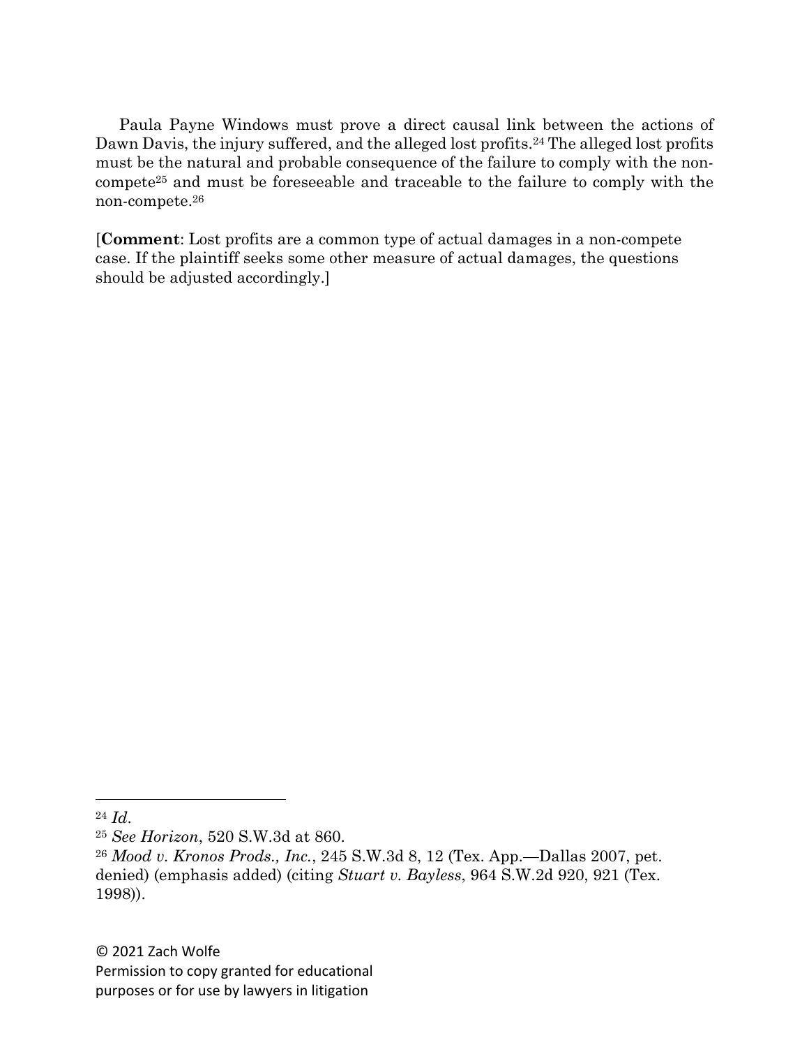Paula Payne Windows must prove a direct causal link between the actions of Dawn Davis, the injury suffered, and the alleged lost profits.[24] The alleged lost profits must be the natural and probable consequence of the failure to comply with the non-compete[25] and must be foreseeable and traceable to the failure to comply with the non-compete.[26]

[**Comment**: Lost profits are a common type of actual damages in a non-compete case. If the plaintiff seeks some other measure of actual damages, the questions should be adjusted accordingly.]

---

[24] *Id*.

[25] *See Horizon*, 520 S.W.3d at 860.

[26] *Mood v. Kronos Prods., Inc.*, 245 S.W.3d 8, 12 (Tex. App.—Dallas 2007, pet. denied) (emphasis added) (citing *Stuart v. Bayless*, 964 S.W.2d 920, 921 (Tex. 1998)).

© 2021 Zach Wolfe
Permission to copy granted for educational purposes or for use by lawyers in litigation